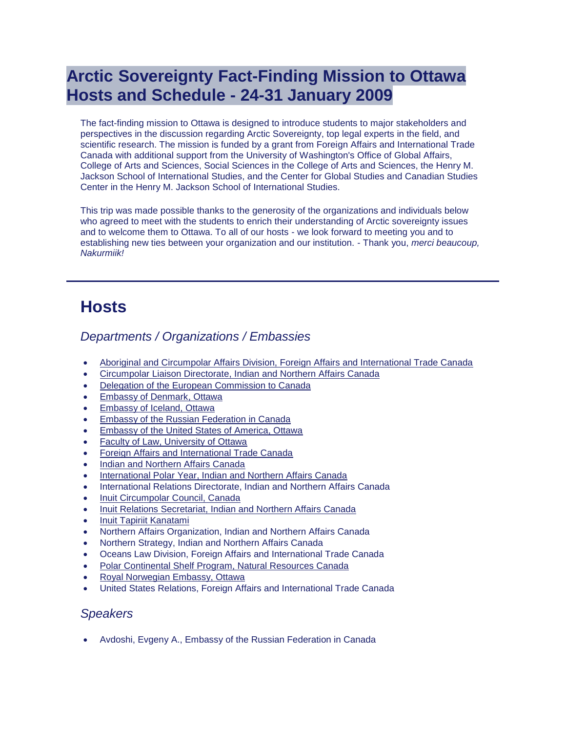# Arctic Sovereignty Fact-Finding Mission to Ottawa Hosts and Schedule - 24-31 January 2009

The fact-finding mission to Ottawa is designed to introduce students to major stakeholders and perspectives in the discussion regarding Arctic Sovereignty, top legal experts in the field, and scientific research. The mission is funded by a grant from Foreign Affairs and International Trade Canada with additional support from the University of Washington's Office of Global Affairs, College of Arts and Sciences, Social Sciences in the College of Arts and Sciences, the Henry M. Jackson School of International Studies, and the Center for Global Studies and Canadian Studies Center in the Henry M. Jackson School of International Studies.

This trip was made possible thanks to the generosity of the organizations and individuals below who agreed to meet with the students to enrich their understanding of Arctic sovereignty issues and to welcome them to Ottawa. To all of our hosts - we look forward to meeting you and to establishing new ties between your organization and our institution. - Thank you, *merci beaucoup, Nakurmiik!*

---

## Hosts

### *Departments / Organizations / Embassies*

- Aboriginal and Circumpolar Affairs Division, Foreign Affairs and International Trade Canada
- Circumpolar Liaison Directorate, Indian and Northern Affairs Canada
- Delegation of the European Commission to Canada
- Embassy of Denmark, Ottawa
- Embassy of Iceland, Ottawa
- Embassy of the Russian Federation in Canada
- Embassy of the United States of America, Ottawa
- Faculty of Law, University of Ottawa
- Foreign Affairs and International Trade Canada
- Indian and Northern Affairs Canada
- International Polar Year, Indian and Northern Affairs Canada
- International Relations Directorate, Indian and Northern Affairs Canada
- Inuit Circumpolar Council, Canada
- Inuit Relations Secretariat, Indian and Northern Affairs Canada
- Inuit Tapiriit Kanatami
- Northern Affairs Organization, Indian and Northern Affairs Canada
- Northern Strategy, Indian and Northern Affairs Canada
- Oceans Law Division, Foreign Affairs and International Trade Canada
- Polar Continental Shelf Program, Natural Resources Canada
- Royal Norwegian Embassy, Ottawa
- United States Relations, Foreign Affairs and International Trade Canada

### *Speakers*

- Avdoshi, Evgeny A., Embassy of the Russian Federation in Canada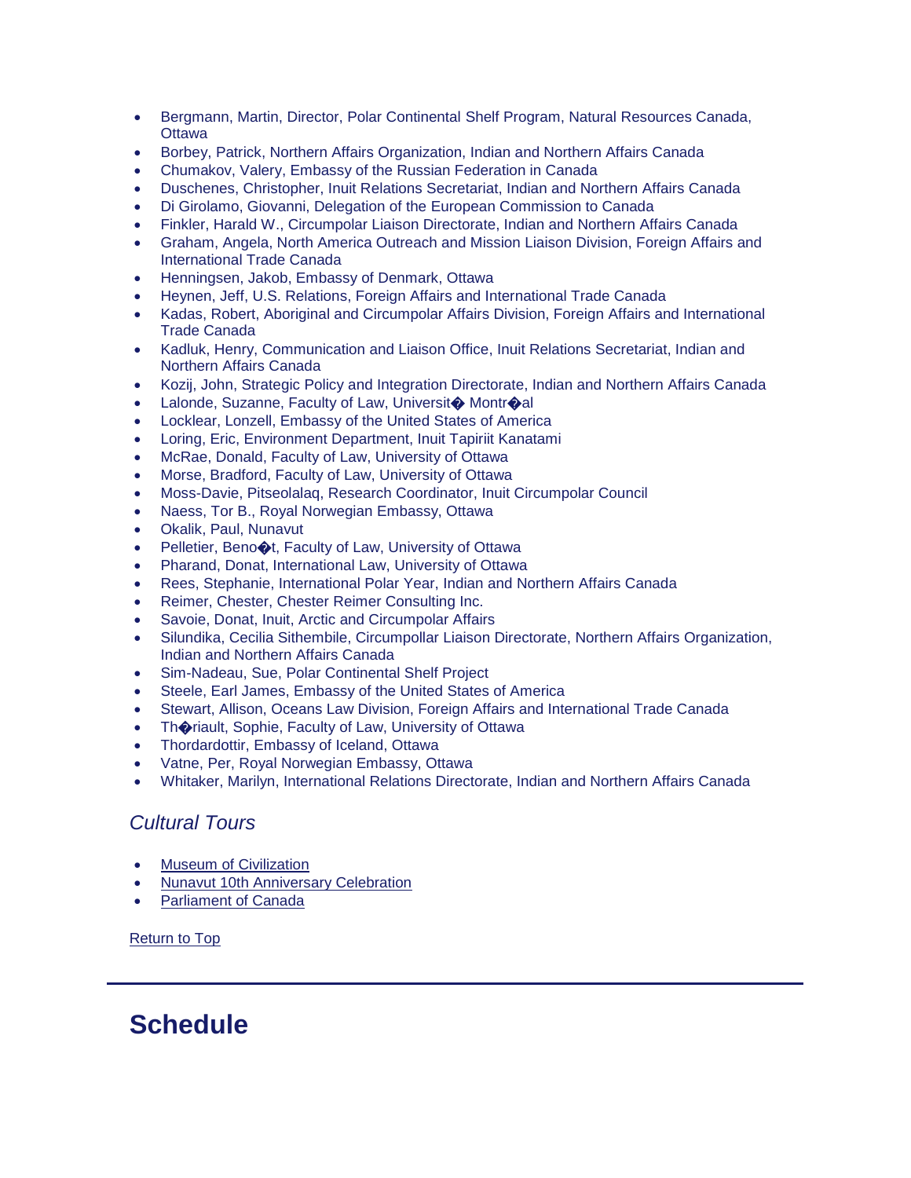- Bergmann, Martin, Director, Polar Continental Shelf Program, Natural Resources Canada, Ottawa
- Borbey, Patrick, Northern Affairs Organization, Indian and Northern Affairs Canada
- Chumakov, Valery, Embassy of the Russian Federation in Canada
- Duschenes, Christopher, Inuit Relations Secretariat, Indian and Northern Affairs Canada
- Di Girolamo, Giovanni, Delegation of the European Commission to Canada
- Finkler, Harald W., Circumpolar Liaison Directorate, Indian and Northern Affairs Canada
- Graham, Angela, North America Outreach and Mission Liaison Division, Foreign Affairs and International Trade Canada
- Henningsen, Jakob, Embassy of Denmark, Ottawa
- Heynen, Jeff, U.S. Relations, Foreign Affairs and International Trade Canada
- Kadas, Robert, Aboriginal and Circumpolar Affairs Division, Foreign Affairs and International Trade Canada
- Kadluk, Henry, Communication and Liaison Office, Inuit Relations Secretariat, Indian and Northern Affairs Canada
- Kozij, John, Strategic Policy and Integration Directorate, Indian and Northern Affairs Canada
- Lalonde, Suzanne, Faculty of Law, Universit� Montr�al
- Locklear, Lonzell, Embassy of the United States of America
- Loring, Eric, Environment Department, Inuit Tapiriit Kanatami
- McRae, Donald, Faculty of Law, University of Ottawa
- Morse, Bradford, Faculty of Law, University of Ottawa
- Moss-Davie, Pitseolalaq, Research Coordinator, Inuit Circumpolar Council
- Naess, Tor B., Royal Norwegian Embassy, Ottawa
- Okalik, Paul, Nunavut
- Pelletier, Beno�t, Faculty of Law, University of Ottawa
- Pharand, Donat, International Law, University of Ottawa
- Rees, Stephanie, International Polar Year, Indian and Northern Affairs Canada
- Reimer, Chester, Chester Reimer Consulting Inc.
- Savoie, Donat, Inuit, Arctic and Circumpolar Affairs
- Silundika, Cecilia Sithembile, Circumpollar Liaison Directorate, Northern Affairs Organization, Indian and Northern Affairs Canada
- Sim-Nadeau, Sue, Polar Continental Shelf Project
- Steele, Earl James, Embassy of the United States of America
- Stewart, Allison, Oceans Law Division, Foreign Affairs and International Trade Canada
- Th�riault, Sophie, Faculty of Law, University of Ottawa
- Thordardottir, Embassy of Iceland, Ottawa
- Vatne, Per, Royal Norwegian Embassy, Ottawa
- Whitaker, Marilyn, International Relations Directorate, Indian and Northern Affairs Canada

### *Cultural Tours*

- Museum of Civilization
- Nunavut 10th Anniversary Celebration
- Parliament of Canada

Return to Top

## Schedule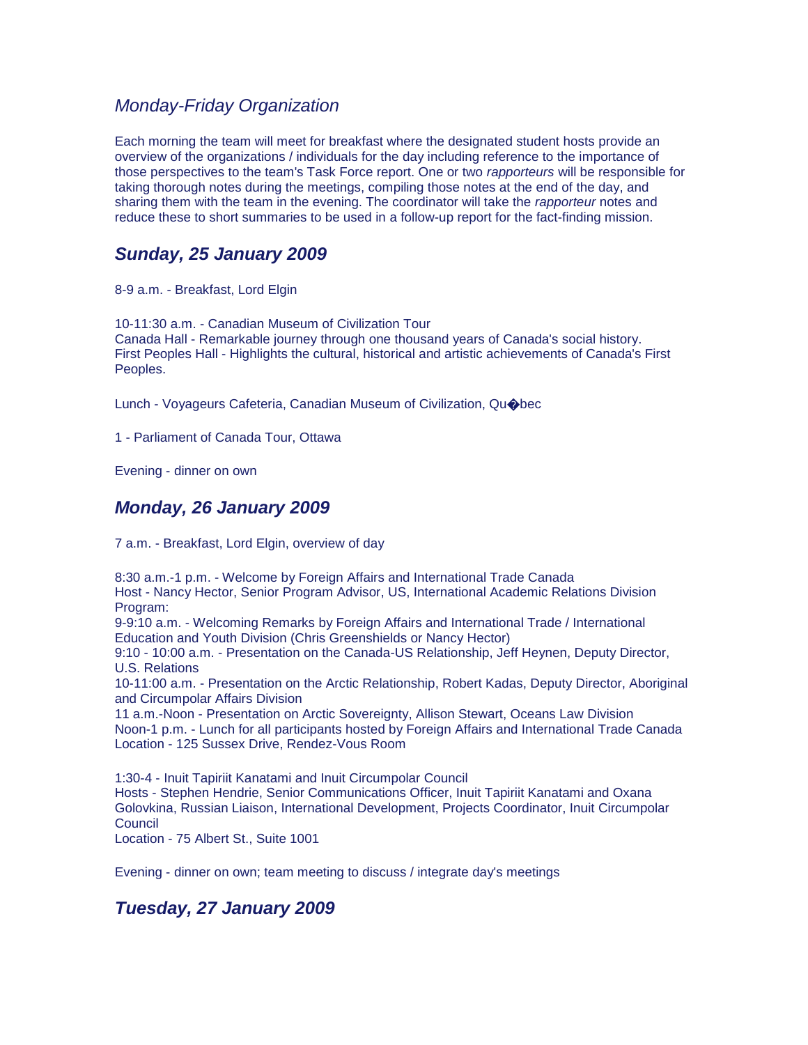## *Monday-Friday Organization*

Each morning the team will meet for breakfast where the designated student hosts provide an overview of the organizations / individuals for the day including reference to the importance of those perspectives to the team's Task Force report. One or two *rapporteurs* will be responsible for taking thorough notes during the meetings, compiling those notes at the end of the day, and sharing them with the team in the evening. The coordinator will take the *rapporteur* notes and reduce these to short summaries to be used in a follow-up report for the fact-finding mission.

## ***Sunday, 25 January 2009***

8-9 a.m. - Breakfast, Lord Elgin

10-11:30 a.m. - Canadian Museum of Civilization Tour
Canada Hall - Remarkable journey through one thousand years of Canada's social history.
First Peoples Hall - Highlights the cultural, historical and artistic achievements of Canada's First Peoples.

Lunch - Voyageurs Cafeteria, Canadian Museum of Civilization, Qu�bec

1 - Parliament of Canada Tour, Ottawa

Evening - dinner on own

## ***Monday, 26 January 2009***

7 a.m. - Breakfast, Lord Elgin, overview of day

8:30 a.m.-1 p.m. - Welcome by Foreign Affairs and International Trade Canada
Host - Nancy Hector, Senior Program Advisor, US, International Academic Relations Division
Program:
9-9:10 a.m. - Welcoming Remarks by Foreign Affairs and International Trade / International Education and Youth Division (Chris Greenshields or Nancy Hector)
9:10 - 10:00 a.m. - Presentation on the Canada-US Relationship, Jeff Heynen, Deputy Director, U.S. Relations
10-11:00 a.m. - Presentation on the Arctic Relationship, Robert Kadas, Deputy Director, Aboriginal and Circumpolar Affairs Division
11 a.m.-Noon - Presentation on Arctic Sovereignty, Allison Stewart, Oceans Law Division
Noon-1 p.m. - Lunch for all participants hosted by Foreign Affairs and International Trade Canada
Location - 125 Sussex Drive, Rendez-Vous Room

1:30-4 - Inuit Tapiriit Kanatami and Inuit Circumpolar Council
Hosts - Stephen Hendrie, Senior Communications Officer, Inuit Tapiriit Kanatami and Oxana Golovkina, Russian Liaison, International Development, Projects Coordinator, Inuit Circumpolar Council
Location - 75 Albert St., Suite 1001

Evening - dinner on own; team meeting to discuss / integrate day's meetings

## ***Tuesday, 27 January 2009***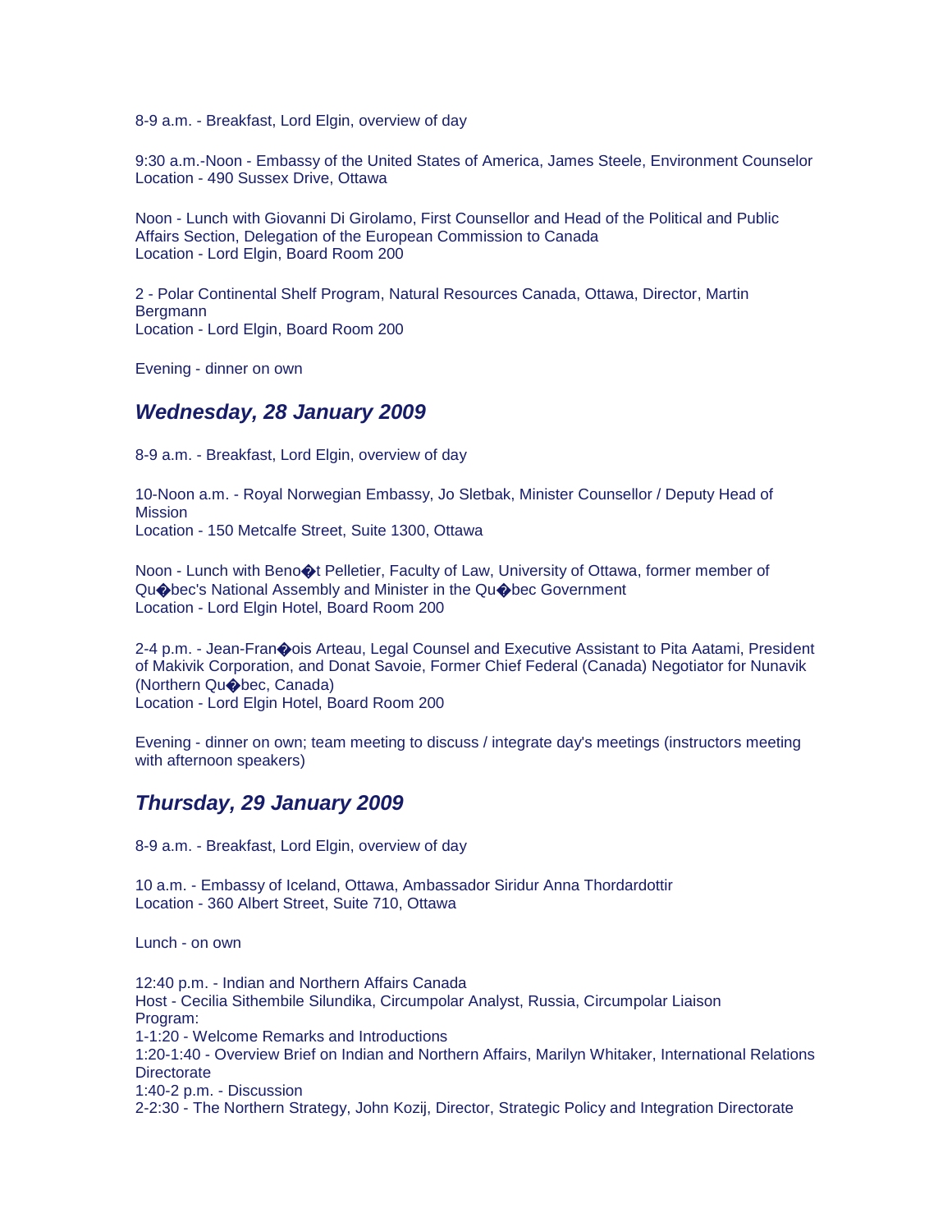8-9 a.m. - Breakfast, Lord Elgin, overview of day

9:30 a.m.-Noon - Embassy of the United States of America, James Steele, Environment Counselor
Location - 490 Sussex Drive, Ottawa

Noon - Lunch with Giovanni Di Girolamo, First Counsellor and Head of the Political and Public Affairs Section, Delegation of the European Commission to Canada
Location - Lord Elgin, Board Room 200

2 - Polar Continental Shelf Program, Natural Resources Canada, Ottawa, Director, Martin Bergmann
Location - Lord Elgin, Board Room 200

Evening - dinner on own

## *Wednesday, 28 January 2009*

8-9 a.m. - Breakfast, Lord Elgin, overview of day

10-Noon a.m. - Royal Norwegian Embassy, Jo Sletbak, Minister Counsellor / Deputy Head of Mission
Location - 150 Metcalfe Street, Suite 1300, Ottawa

Noon - Lunch with Beno�t Pelletier, Faculty of Law, University of Ottawa, former member of Qu�bec's National Assembly and Minister in the Qu�bec Government
Location - Lord Elgin Hotel, Board Room 200

2-4 p.m. - Jean-Fran�ois Arteau, Legal Counsel and Executive Assistant to Pita Aatami, President of Makivik Corporation, and Donat Savoie, Former Chief Federal (Canada) Negotiator for Nunavik (Northern Qu�bec, Canada)
Location - Lord Elgin Hotel, Board Room 200

Evening - dinner on own; team meeting to discuss / integrate day's meetings (instructors meeting with afternoon speakers)

## *Thursday, 29 January 2009*

8-9 a.m. - Breakfast, Lord Elgin, overview of day

10 a.m. - Embassy of Iceland, Ottawa, Ambassador Siridur Anna Thordardottir
Location - 360 Albert Street, Suite 710, Ottawa

Lunch - on own

12:40 p.m. - Indian and Northern Affairs Canada
Host - Cecilia Sithembile Silundika, Circumpolar Analyst, Russia, Circumpolar Liaison
Program:
1-1:20 - Welcome Remarks and Introductions
1:20-1:40 - Overview Brief on Indian and Northern Affairs, Marilyn Whitaker, International Relations Directorate
1:40-2 p.m. - Discussion
2-2:30 - The Northern Strategy, John Kozij, Director, Strategic Policy and Integration Directorate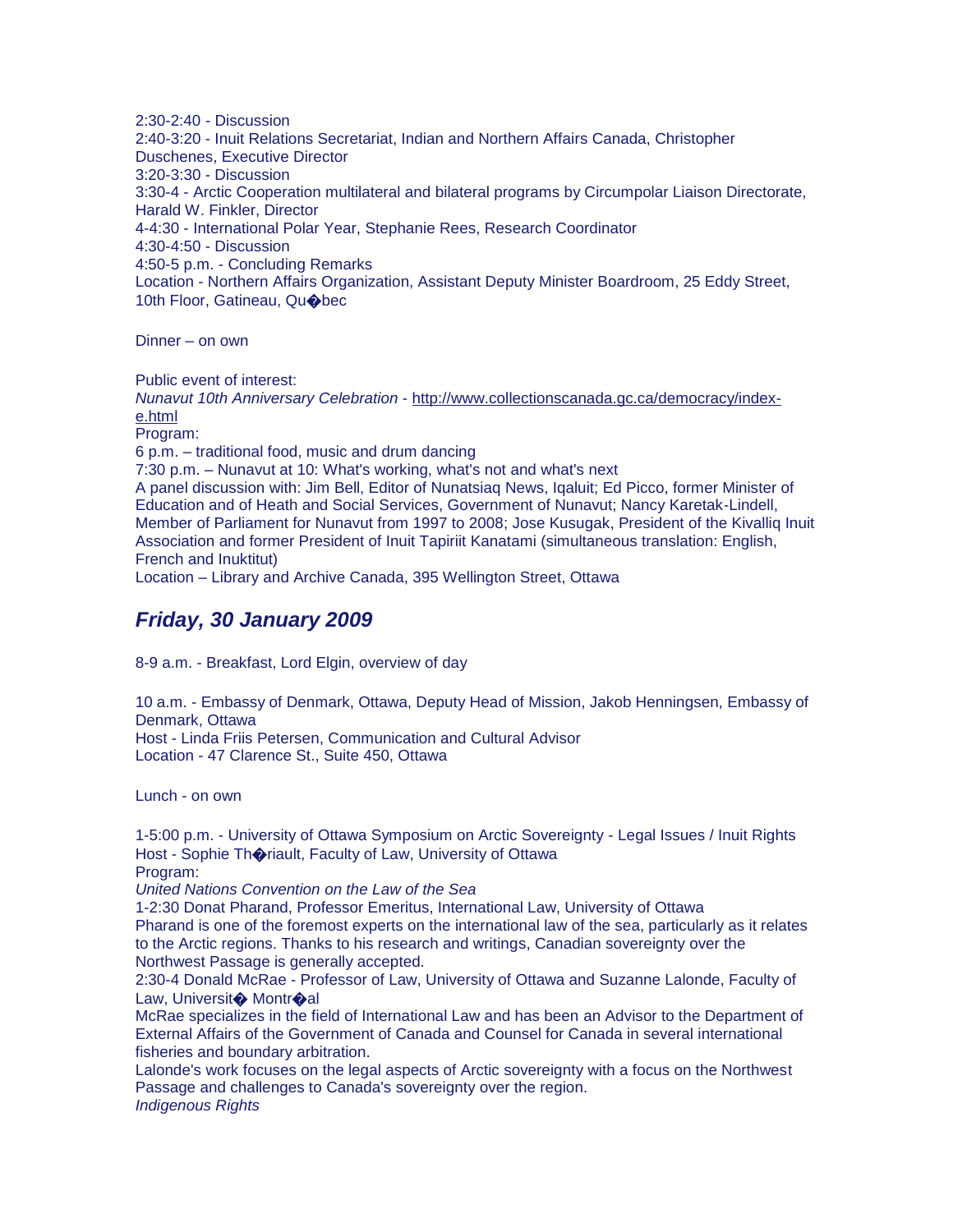2:30-2:40 - Discussion
2:40-3:20 - Inuit Relations Secretariat, Indian and Northern Affairs Canada, Christopher Duschenes, Executive Director
3:20-3:30 - Discussion
3:30-4 - Arctic Cooperation multilateral and bilateral programs by Circumpolar Liaison Directorate, Harald W. Finkler, Director
4-4:30 - International Polar Year, Stephanie Rees, Research Coordinator
4:30-4:50 - Discussion
4:50-5 p.m. - Concluding Remarks
Location - Northern Affairs Organization, Assistant Deputy Minister Boardroom, 25 Eddy Street, 10th Floor, Gatineau, Qu�bec

Dinner – on own

Public event of interest:
*Nunavut 10th Anniversary Celebration* - http://www.collectionscanada.gc.ca/democracy/index-e.html
Program:
6 p.m. – traditional food, music and drum dancing
7:30 p.m. – Nunavut at 10: What's working, what's not and what's next
A panel discussion with: Jim Bell, Editor of Nunatsiaq News, Iqaluit; Ed Picco, former Minister of Education and of Heath and Social Services, Government of Nunavut; Nancy Karetak-Lindell, Member of Parliament for Nunavut from 1997 to 2008; Jose Kusugak, President of the Kivalliq Inuit Association and former President of Inuit Tapiriit Kanatami (simultaneous translation: English, French and Inuktitut)
Location – Library and Archive Canada, 395 Wellington Street, Ottawa

## *Friday, 30 January 2009*

8-9 a.m. - Breakfast, Lord Elgin, overview of day

10 a.m. - Embassy of Denmark, Ottawa, Deputy Head of Mission, Jakob Henningsen, Embassy of Denmark, Ottawa
Host - Linda Friis Petersen, Communication and Cultural Advisor
Location - 47 Clarence St., Suite 450, Ottawa

Lunch - on own

1-5:00 p.m. - University of Ottawa Symposium on Arctic Sovereignty - Legal Issues / Inuit Rights
Host - Sophie Th�riault, Faculty of Law, University of Ottawa
Program:
*United Nations Convention on the Law of the Sea*
1-2:30 Donat Pharand, Professor Emeritus, International Law, University of Ottawa
Pharand is one of the foremost experts on the international law of the sea, particularly as it relates to the Arctic regions. Thanks to his research and writings, Canadian sovereignty over the Northwest Passage is generally accepted.
2:30-4 Donald McRae - Professor of Law, University of Ottawa and Suzanne Lalonde, Faculty of Law, Universit� Montr�al
McRae specializes in the field of International Law and has been an Advisor to the Department of External Affairs of the Government of Canada and Counsel for Canada in several international fisheries and boundary arbitration.
Lalonde's work focuses on the legal aspects of Arctic sovereignty with a focus on the Northwest Passage and challenges to Canada's sovereignty over the region.
*Indigenous Rights*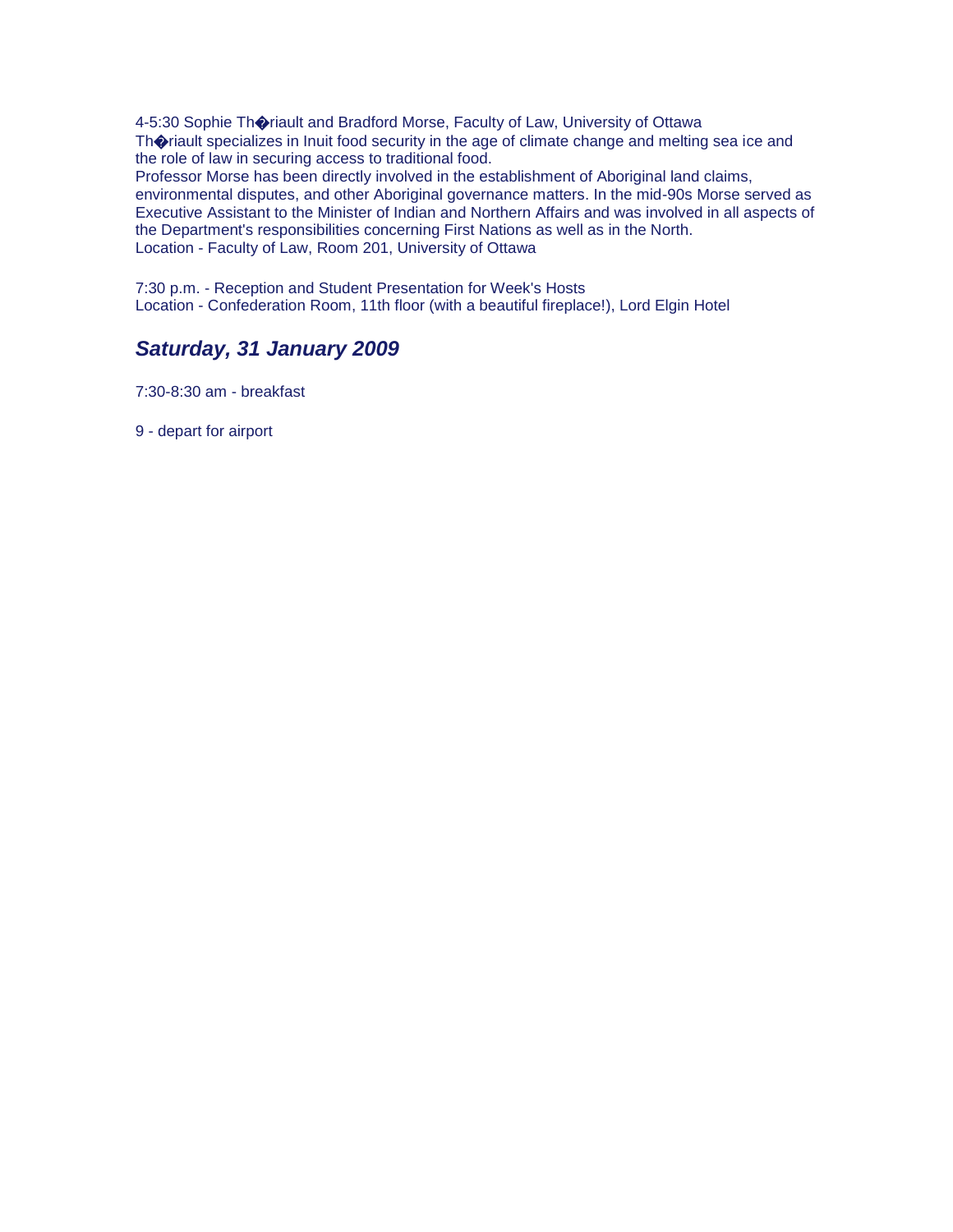4-5:30 Sophie Th�riault and Bradford Morse, Faculty of Law, University of Ottawa
Th�riault specializes in Inuit food security in the age of climate change and melting sea ice and the role of law in securing access to traditional food.
Professor Morse has been directly involved in the establishment of Aboriginal land claims, environmental disputes, and other Aboriginal governance matters. In the mid-90s Morse served as Executive Assistant to the Minister of Indian and Northern Affairs and was involved in all aspects of the Department's responsibilities concerning First Nations as well as in the North.
Location - Faculty of Law, Room 201, University of Ottawa

7:30 p.m. - Reception and Student Presentation for Week's Hosts
Location - Confederation Room, 11th floor (with a beautiful fireplace!), Lord Elgin Hotel

## *Saturday, 31 January 2009*

7:30-8:30 am - breakfast

9 - depart for airport